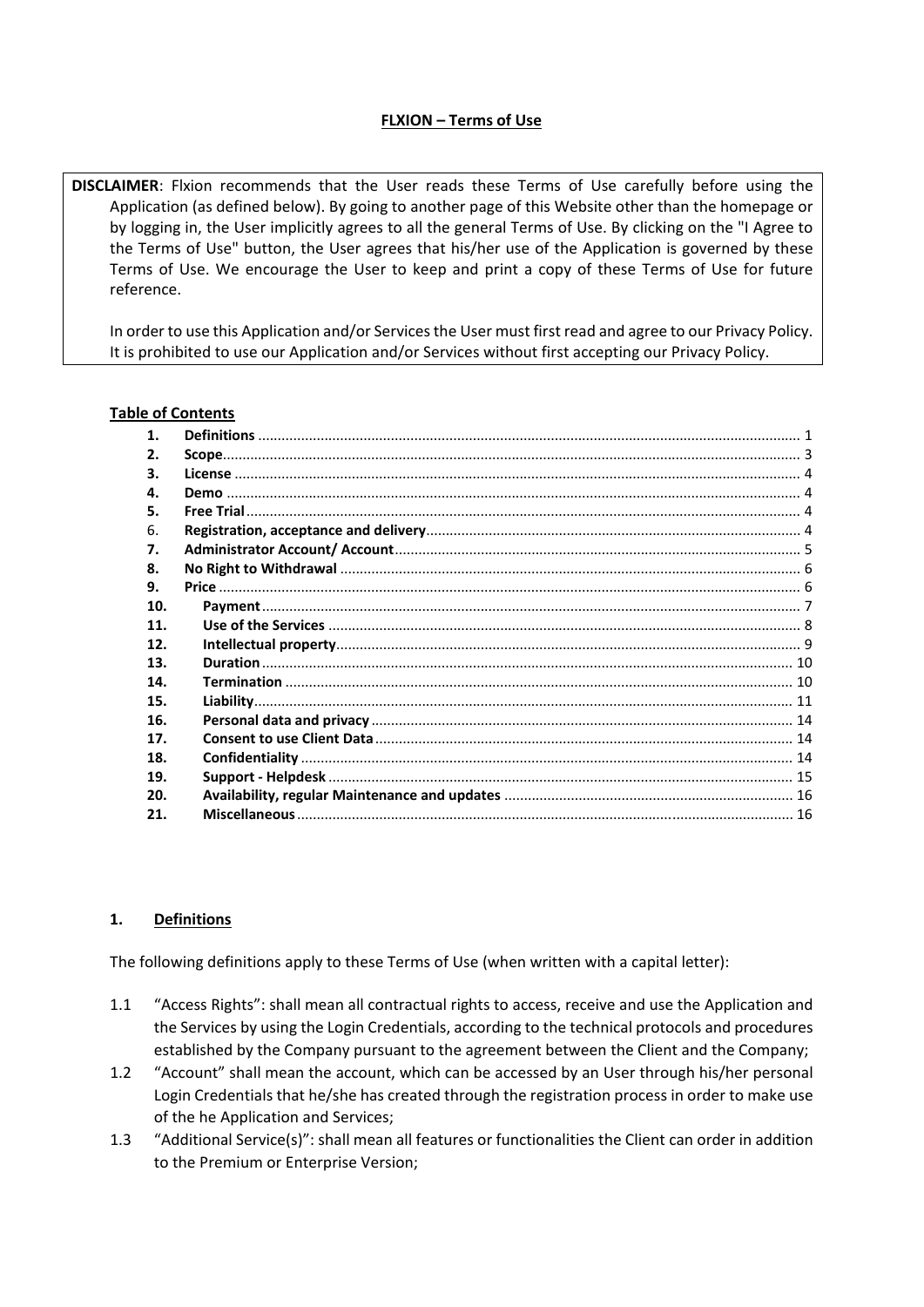**FLXION – Terms of Use**

> **DISCLAIMER**: Flxion recommends that the User reads these Terms of Use carefully before using the Application (as defined below). By going to another page of this Website other than the homepage or by logging in, the User implicitly agrees to all the general Terms of Use. By clicking on the "I Agree to the Terms of Use" button, the User agrees that his/her use of the Application is governed by these Terms of Use. We encourage the User to keep and print a copy of these Terms of Use for future reference.
>
> In order to use this Application and/or Services the User must first read and agree to our Privacy Policy. It is prohibited to use our Application and/or Services without first accepting our Privacy Policy.

**Table of Contents**

1. **Definitions** ........ 1
2. **Scope** ........ 3
3. **License** ........ 4
4. **Demo** ........ 4
5. **Free Trial** ........ 4
6. **Registration, acceptance and delivery** ........ 4
7. **Administrator Account/ Account** ........ 5
8. **No Right to Withdrawal** ........ 6
9. **Price** ........ 6
10. **Payment** ........ 7
11. **Use of the Services** ........ 8
12. **Intellectual property** ........ 9
13. **Duration** ........ 10
14. **Termination** ........ 10
15. **Liability** ........ 11
16. **Personal data and privacy** ........ 14
17. **Consent to use Client Data** ........ 14
18. **Confidentiality** ........ 14
19. **Support - Helpdesk** ........ 15
20. **Availability, regular Maintenance and updates** ........ 16
21. **Miscellaneous** ........ 16

## 1. Definitions

The following definitions apply to these Terms of Use (when written with a capital letter):

1.1 "Access Rights": shall mean all contractual rights to access, receive and use the Application and the Services by using the Login Credentials, according to the technical protocols and procedures established by the Company pursuant to the agreement between the Client and the Company;

1.2 "Account" shall mean the account, which can be accessed by an User through his/her personal Login Credentials that he/she has created through the registration process in order to make use of the he Application and Services;

1.3 "Additional Service(s)": shall mean all features or functionalities the Client can order in addition to the Premium or Enterprise Version;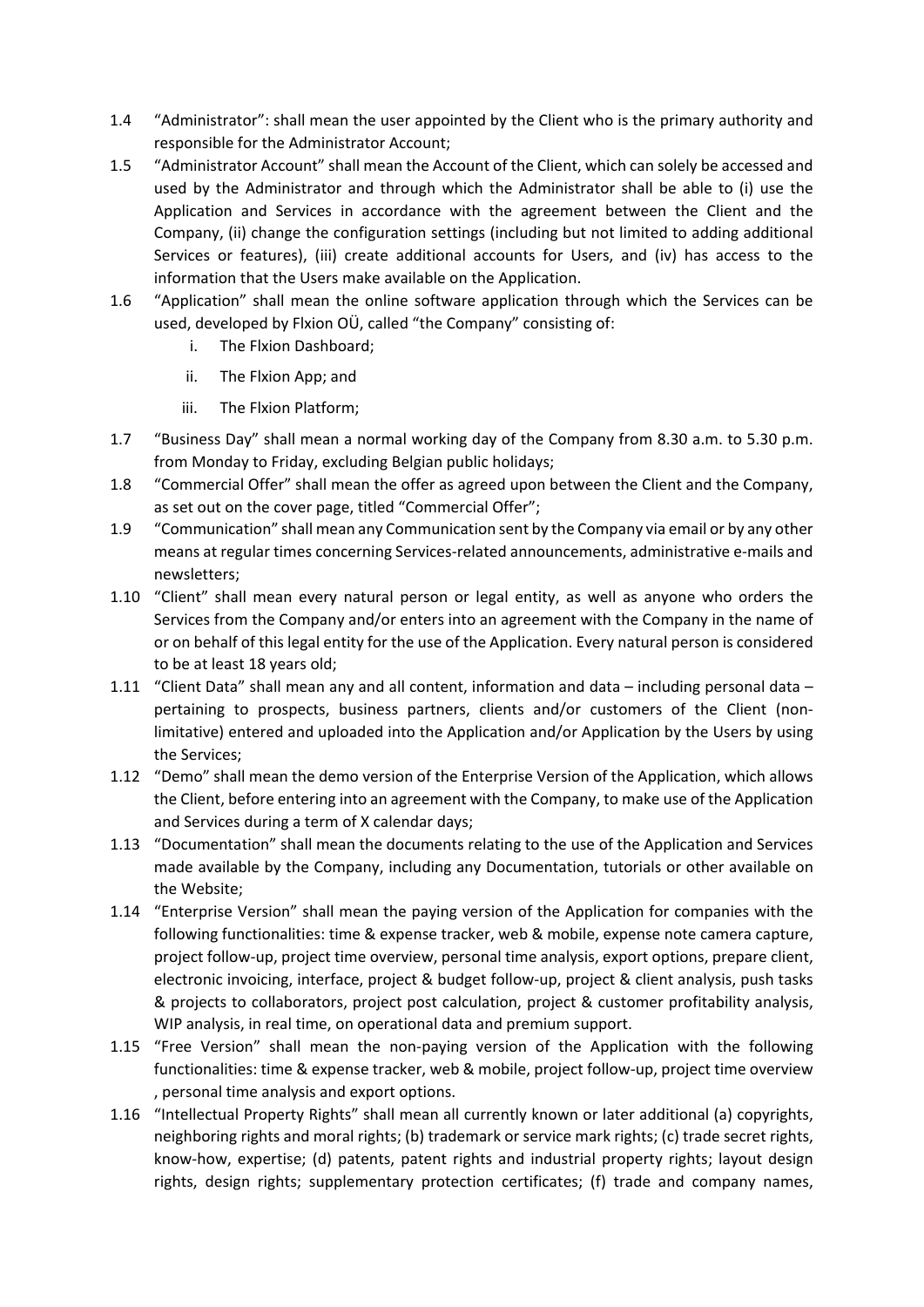1.4 "Administrator": shall mean the user appointed by the Client who is the primary authority and responsible for the Administrator Account;

1.5 "Administrator Account" shall mean the Account of the Client, which can solely be accessed and used by the Administrator and through which the Administrator shall be able to (i) use the Application and Services in accordance with the agreement between the Client and the Company, (ii) change the configuration settings (including but not limited to adding additional Services or features), (iii) create additional accounts for Users, and (iv) has access to the information that the Users make available on the Application.

1.6 "Application" shall mean the online software application through which the Services can be used, developed by Flxion OÜ, called "the Company" consisting of:

   i. The Flxion Dashboard;

   ii. The Flxion App; and

   iii. The Flxion Platform;

1.7 "Business Day" shall mean a normal working day of the Company from 8.30 a.m. to 5.30 p.m. from Monday to Friday, excluding Belgian public holidays;

1.8 "Commercial Offer" shall mean the offer as agreed upon between the Client and the Company, as set out on the cover page, titled "Commercial Offer";

1.9 "Communication" shall mean any Communication sent by the Company via email or by any other means at regular times concerning Services-related announcements, administrative e-mails and newsletters;

1.10 "Client" shall mean every natural person or legal entity, as well as anyone who orders the Services from the Company and/or enters into an agreement with the Company in the name of or on behalf of this legal entity for the use of the Application. Every natural person is considered to be at least 18 years old;

1.11 "Client Data" shall mean any and all content, information and data – including personal data – pertaining to prospects, business partners, clients and/or customers of the Client (non-limitative) entered and uploaded into the Application and/or Application by the Users by using the Services;

1.12 "Demo" shall mean the demo version of the Enterprise Version of the Application, which allows the Client, before entering into an agreement with the Company, to make use of the Application and Services during a term of X calendar days;

1.13 "Documentation" shall mean the documents relating to the use of the Application and Services made available by the Company, including any Documentation, tutorials or other available on the Website;

1.14 "Enterprise Version" shall mean the paying version of the Application for companies with the following functionalities: time & expense tracker, web & mobile, expense note camera capture, project follow-up, project time overview, personal time analysis, export options, prepare client, electronic invoicing, interface, project & budget follow-up, project & client analysis, push tasks & projects to collaborators, project post calculation, project & customer profitability analysis, WIP analysis, in real time, on operational data and premium support.

1.15 "Free Version" shall mean the non-paying version of the Application with the following functionalities: time & expense tracker, web & mobile, project follow-up, project time overview , personal time analysis and export options.

1.16 "Intellectual Property Rights" shall mean all currently known or later additional (a) copyrights, neighboring rights and moral rights; (b) trademark or service mark rights; (c) trade secret rights, know-how, expertise; (d) patents, patent rights and industrial property rights; layout design rights, design rights; supplementary protection certificates; (f) trade and company names,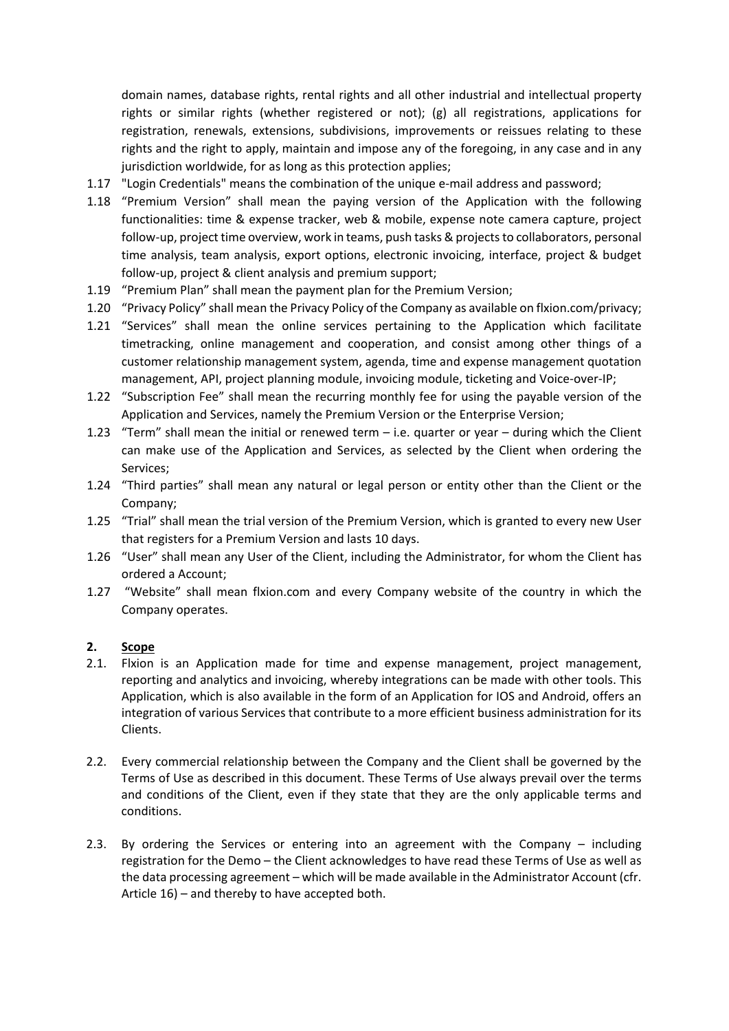domain names, database rights, rental rights and all other industrial and intellectual property rights or similar rights (whether registered or not); (g) all registrations, applications for registration, renewals, extensions, subdivisions, improvements or reissues relating to these rights and the right to apply, maintain and impose any of the foregoing, in any case and in any jurisdiction worldwide, for as long as this protection applies;

1.17 "Login Credentials" means the combination of the unique e-mail address and password;

1.18 "Premium Version" shall mean the paying version of the Application with the following functionalities: time & expense tracker, web & mobile, expense note camera capture, project follow-up, project time overview, work in teams, push tasks & projects to collaborators, personal time analysis, team analysis, export options, electronic invoicing, interface, project & budget follow-up, project & client analysis and premium support;

1.19 "Premium Plan" shall mean the payment plan for the Premium Version;

1.20 "Privacy Policy" shall mean the Privacy Policy of the Company as available on flxion.com/privacy;

1.21 "Services" shall mean the online services pertaining to the Application which facilitate timetracking, online management and cooperation, and consist among other things of a customer relationship management system, agenda, time and expense management quotation management, API, project planning module, invoicing module, ticketing and Voice-over-IP;

1.22 "Subscription Fee" shall mean the recurring monthly fee for using the payable version of the Application and Services, namely the Premium Version or the Enterprise Version;

1.23 "Term" shall mean the initial or renewed term – i.e. quarter or year – during which the Client can make use of the Application and Services, as selected by the Client when ordering the Services;

1.24 "Third parties" shall mean any natural or legal person or entity other than the Client or the Company;

1.25 "Trial" shall mean the trial version of the Premium Version, which is granted to every new User that registers for a Premium Version and lasts 10 days.

1.26 "User" shall mean any User of the Client, including the Administrator, for whom the Client has ordered a Account;

1.27 "Website" shall mean flxion.com and every Company website of the country in which the Company operates.

## 2. Scope

2.1. Flxion is an Application made for time and expense management, project management, reporting and analytics and invoicing, whereby integrations can be made with other tools. This Application, which is also available in the form of an Application for IOS and Android, offers an integration of various Services that contribute to a more efficient business administration for its Clients.

2.2. Every commercial relationship between the Company and the Client shall be governed by the Terms of Use as described in this document. These Terms of Use always prevail over the terms and conditions of the Client, even if they state that they are the only applicable terms and conditions.

2.3. By ordering the Services or entering into an agreement with the Company – including registration for the Demo – the Client acknowledges to have read these Terms of Use as well as the data processing agreement – which will be made available in the Administrator Account (cfr. Article 16) – and thereby to have accepted both.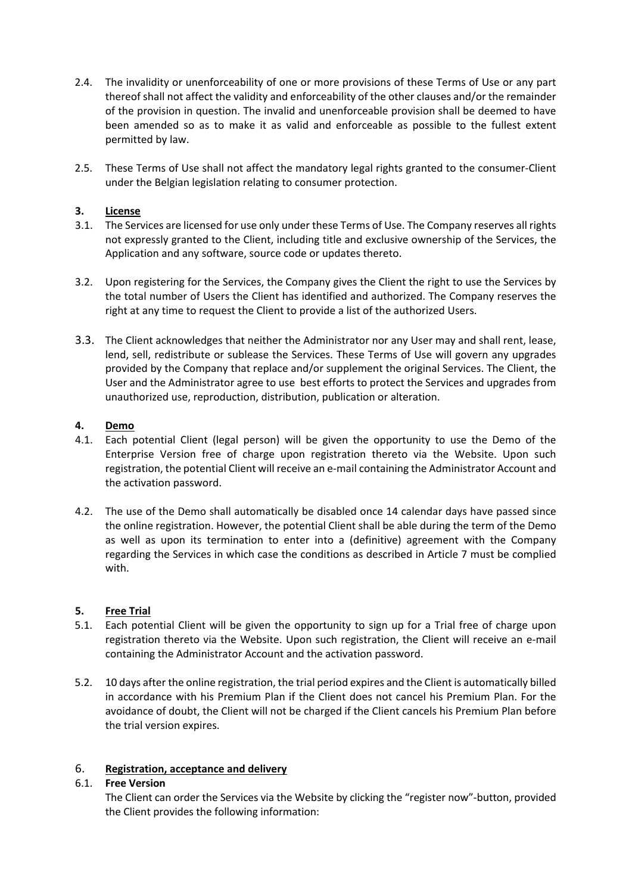2.4. The invalidity or unenforceability of one or more provisions of these Terms of Use or any part thereof shall not affect the validity and enforceability of the other clauses and/or the remainder of the provision in question. The invalid and unenforceable provision shall be deemed to have been amended so as to make it as valid and enforceable as possible to the fullest extent permitted by law.

2.5. These Terms of Use shall not affect the mandatory legal rights granted to the consumer-Client under the Belgian legislation relating to consumer protection.

## 3. License

3.1. The Services are licensed for use only under these Terms of Use. The Company reserves all rights not expressly granted to the Client, including title and exclusive ownership of the Services, the Application and any software, source code or updates thereto.

3.2. Upon registering for the Services, the Company gives the Client the right to use the Services by the total number of Users the Client has identified and authorized. The Company reserves the right at any time to request the Client to provide a list of the authorized Users.

3.3. The Client acknowledges that neither the Administrator nor any User may and shall rent, lease, lend, sell, redistribute or sublease the Services. These Terms of Use will govern any upgrades provided by the Company that replace and/or supplement the original Services. The Client, the User and the Administrator agree to use best efforts to protect the Services and upgrades from unauthorized use, reproduction, distribution, publication or alteration.

## 4. Demo

4.1. Each potential Client (legal person) will be given the opportunity to use the Demo of the Enterprise Version free of charge upon registration thereto via the Website. Upon such registration, the potential Client will receive an e-mail containing the Administrator Account and the activation password.

4.2. The use of the Demo shall automatically be disabled once 14 calendar days have passed since the online registration. However, the potential Client shall be able during the term of the Demo as well as upon its termination to enter into a (definitive) agreement with the Company regarding the Services in which case the conditions as described in Article 7 must be complied with.

## 5. Free Trial

5.1. Each potential Client will be given the opportunity to sign up for a Trial free of charge upon registration thereto via the Website. Upon such registration, the Client will receive an e-mail containing the Administrator Account and the activation password.

5.2. 10 days after the online registration, the trial period expires and the Client is automatically billed in accordance with his Premium Plan if the Client does not cancel his Premium Plan. For the avoidance of doubt, the Client will not be charged if the Client cancels his Premium Plan before the trial version expires.

## 6. Registration, acceptance and delivery

### 6.1. Free Version

The Client can order the Services via the Website by clicking the "register now"-button, provided the Client provides the following information: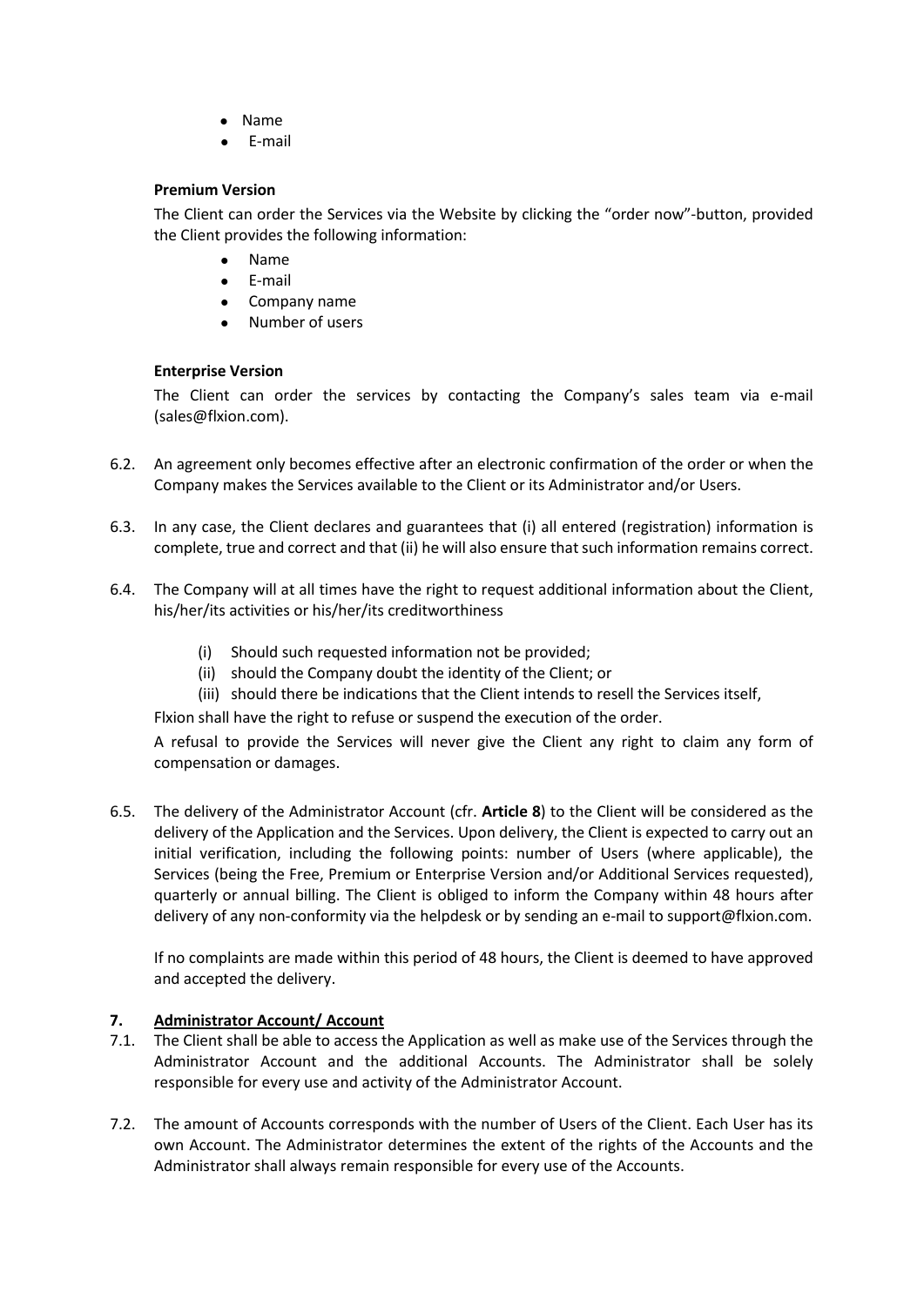- Name
- E-mail

**Premium Version**

The Client can order the Services via the Website by clicking the “order now”-button, provided the Client provides the following information:

- Name
- E-mail
- Company name
- Number of users

**Enterprise Version**

The Client can order the services by contacting the Company’s sales team via e-mail (sales@flxion.com).

6.2. An agreement only becomes effective after an electronic confirmation of the order or when the Company makes the Services available to the Client or its Administrator and/or Users.

6.3. In any case, the Client declares and guarantees that (i) all entered (registration) information is complete, true and correct and that (ii) he will also ensure that such information remains correct.

6.4. The Company will at all times have the right to request additional information about the Client, his/her/its activities or his/her/its creditworthiness

(i) Should such requested information not be provided;
(ii) should the Company doubt the identity of the Client; or
(iii) should there be indications that the Client intends to resell the Services itself,

Flxion shall have the right to refuse or suspend the execution of the order.

A refusal to provide the Services will never give the Client any right to claim any form of compensation or damages.

6.5. The delivery of the Administrator Account (cfr. **Article 8**) to the Client will be considered as the delivery of the Application and the Services. Upon delivery, the Client is expected to carry out an initial verification, including the following points: number of Users (where applicable), the Services (being the Free, Premium or Enterprise Version and/or Additional Services requested), quarterly or annual billing. The Client is obliged to inform the Company within 48 hours after delivery of any non-conformity via the helpdesk or by sending an e-mail to support@flxion.com.

If no complaints are made within this period of 48 hours, the Client is deemed to have approved and accepted the delivery.

## 7. Administrator Account/ Account

7.1. The Client shall be able to access the Application as well as make use of the Services through the Administrator Account and the additional Accounts. The Administrator shall be solely responsible for every use and activity of the Administrator Account.

7.2. The amount of Accounts corresponds with the number of Users of the Client. Each User has its own Account. The Administrator determines the extent of the rights of the Accounts and the Administrator shall always remain responsible for every use of the Accounts.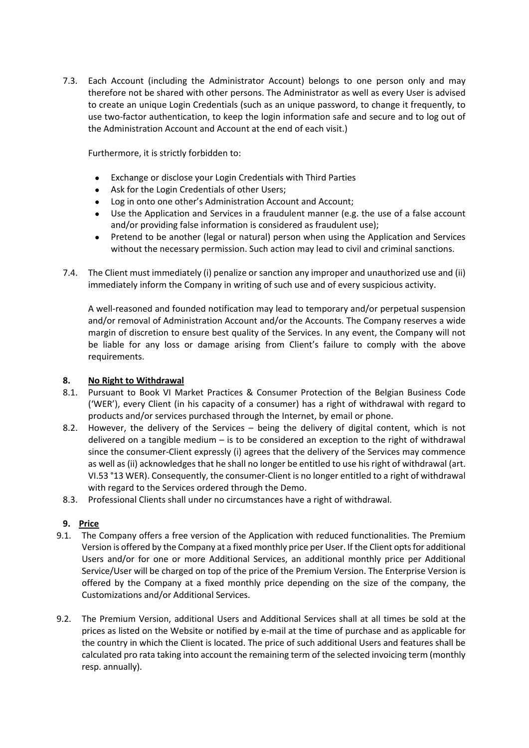7.3. Each Account (including the Administrator Account) belongs to one person only and may therefore not be shared with other persons. The Administrator as well as every User is advised to create an unique Login Credentials (such as an unique password, to change it frequently, to use two-factor authentication, to keep the login information safe and secure and to log out of the Administration Account and Account at the end of each visit.)

Furthermore, it is strictly forbidden to:

- Exchange or disclose your Login Credentials with Third Parties
- Ask for the Login Credentials of other Users;
- Log in onto one other's Administration Account and Account;
- Use the Application and Services in a fraudulent manner (e.g. the use of a false account and/or providing false information is considered as fraudulent use);
- Pretend to be another (legal or natural) person when using the Application and Services without the necessary permission. Such action may lead to civil and criminal sanctions.

7.4. The Client must immediately (i) penalize or sanction any improper and unauthorized use and (ii) immediately inform the Company in writing of such use and of every suspicious activity.

A well-reasoned and founded notification may lead to temporary and/or perpetual suspension and/or removal of Administration Account and/or the Accounts. The Company reserves a wide margin of discretion to ensure best quality of the Services. In any event, the Company will not be liable for any loss or damage arising from Client's failure to comply with the above requirements.

## 8. No Right to Withdrawal

8.1. Pursuant to Book VI Market Practices & Consumer Protection of the Belgian Business Code ('WER'), every Client (in his capacity of a consumer) has a right of withdrawal with regard to products and/or services purchased through the Internet, by email or phone.

8.2. However, the delivery of the Services – being the delivery of digital content, which is not delivered on a tangible medium – is to be considered an exception to the right of withdrawal since the consumer-Client expressly (i) agrees that the delivery of the Services may commence as well as (ii) acknowledges that he shall no longer be entitled to use his right of withdrawal (art. VI.53 °13 WER). Consequently, the consumer-Client is no longer entitled to a right of withdrawal with regard to the Services ordered through the Demo.

8.3. Professional Clients shall under no circumstances have a right of withdrawal.

## 9. Price

9.1. The Company offers a free version of the Application with reduced functionalities. The Premium Version is offered by the Company at a fixed monthly price per User. If the Client opts for additional Users and/or for one or more Additional Services, an additional monthly price per Additional Service/User will be charged on top of the price of the Premium Version. The Enterprise Version is offered by the Company at a fixed monthly price depending on the size of the company, the Customizations and/or Additional Services.

9.2. The Premium Version, additional Users and Additional Services shall at all times be sold at the prices as listed on the Website or notified by e-mail at the time of purchase and as applicable for the country in which the Client is located. The price of such additional Users and features shall be calculated pro rata taking into account the remaining term of the selected invoicing term (monthly resp. annually).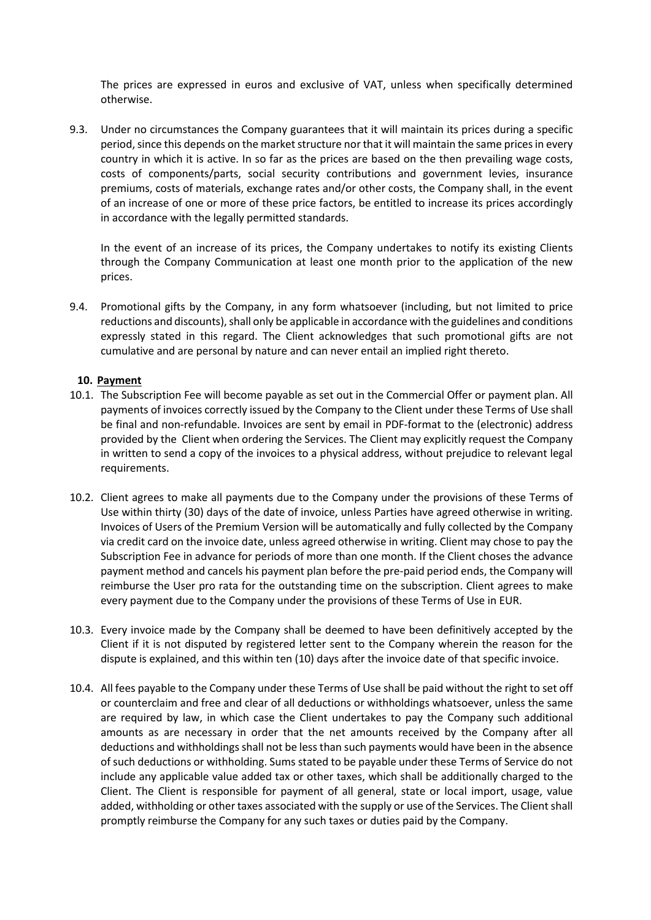The prices are expressed in euros and exclusive of VAT, unless when specifically determined otherwise.

9.3. Under no circumstances the Company guarantees that it will maintain its prices during a specific period, since this depends on the market structure nor that it will maintain the same prices in every country in which it is active. In so far as the prices are based on the then prevailing wage costs, costs of components/parts, social security contributions and government levies, insurance premiums, costs of materials, exchange rates and/or other costs, the Company shall, in the event of an increase of one or more of these price factors, be entitled to increase its prices accordingly in accordance with the legally permitted standards.

In the event of an increase of its prices, the Company undertakes to notify its existing Clients through the Company Communication at least one month prior to the application of the new prices.

9.4. Promotional gifts by the Company, in any form whatsoever (including, but not limited to price reductions and discounts), shall only be applicable in accordance with the guidelines and conditions expressly stated in this regard. The Client acknowledges that such promotional gifts are not cumulative and are personal by nature and can never entail an implied right thereto.

## 10. Payment

10.1. The Subscription Fee will become payable as set out in the Commercial Offer or payment plan. All payments of invoices correctly issued by the Company to the Client under these Terms of Use shall be final and non-refundable. Invoices are sent by email in PDF-format to the (electronic) address provided by the Client when ordering the Services. The Client may explicitly request the Company in written to send a copy of the invoices to a physical address, without prejudice to relevant legal requirements.

10.2. Client agrees to make all payments due to the Company under the provisions of these Terms of Use within thirty (30) days of the date of invoice, unless Parties have agreed otherwise in writing. Invoices of Users of the Premium Version will be automatically and fully collected by the Company via credit card on the invoice date, unless agreed otherwise in writing. Client may chose to pay the Subscription Fee in advance for periods of more than one month. If the Client choses the advance payment method and cancels his payment plan before the pre-paid period ends, the Company will reimburse the User pro rata for the outstanding time on the subscription. Client agrees to make every payment due to the Company under the provisions of these Terms of Use in EUR.

10.3. Every invoice made by the Company shall be deemed to have been definitively accepted by the Client if it is not disputed by registered letter sent to the Company wherein the reason for the dispute is explained, and this within ten (10) days after the invoice date of that specific invoice.

10.4. All fees payable to the Company under these Terms of Use shall be paid without the right to set off or counterclaim and free and clear of all deductions or withholdings whatsoever, unless the same are required by law, in which case the Client undertakes to pay the Company such additional amounts as are necessary in order that the net amounts received by the Company after all deductions and withholdings shall not be less than such payments would have been in the absence of such deductions or withholding. Sums stated to be payable under these Terms of Service do not include any applicable value added tax or other taxes, which shall be additionally charged to the Client. The Client is responsible for payment of all general, state or local import, usage, value added, withholding or other taxes associated with the supply or use of the Services. The Client shall promptly reimburse the Company for any such taxes or duties paid by the Company.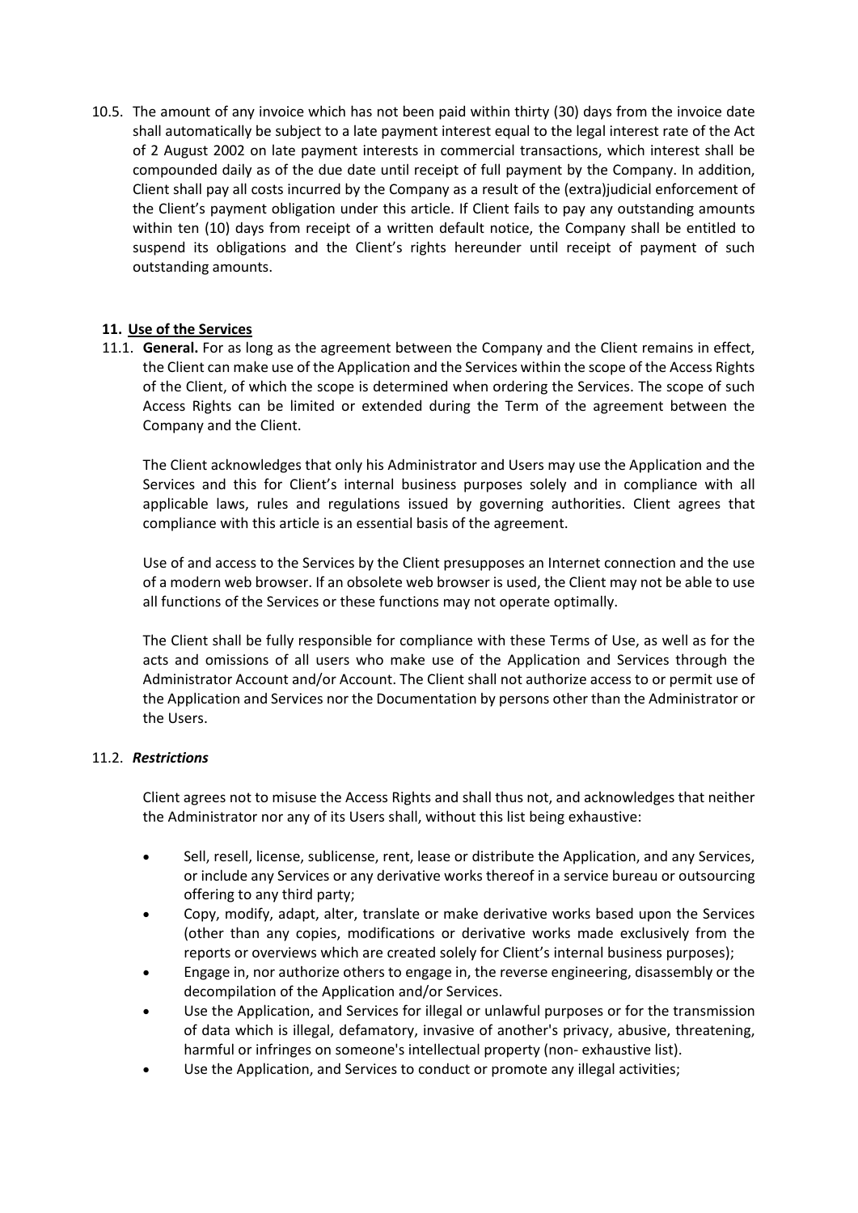10.5. The amount of any invoice which has not been paid within thirty (30) days from the invoice date shall automatically be subject to a late payment interest equal to the legal interest rate of the Act of 2 August 2002 on late payment interests in commercial transactions, which interest shall be compounded daily as of the due date until receipt of full payment by the Company. In addition, Client shall pay all costs incurred by the Company as a result of the (extra)judicial enforcement of the Client's payment obligation under this article. If Client fails to pay any outstanding amounts within ten (10) days from receipt of a written default notice, the Company shall be entitled to suspend its obligations and the Client's rights hereunder until receipt of payment of such outstanding amounts.

## 11. Use of the Services

11.1. **General.** For as long as the agreement between the Company and the Client remains in effect, the Client can make use of the Application and the Services within the scope of the Access Rights of the Client, of which the scope is determined when ordering the Services. The scope of such Access Rights can be limited or extended during the Term of the agreement between the Company and the Client.

The Client acknowledges that only his Administrator and Users may use the Application and the Services and this for Client's internal business purposes solely and in compliance with all applicable laws, rules and regulations issued by governing authorities. Client agrees that compliance with this article is an essential basis of the agreement.

Use of and access to the Services by the Client presupposes an Internet connection and the use of a modern web browser. If an obsolete web browser is used, the Client may not be able to use all functions of the Services or these functions may not operate optimally.

The Client shall be fully responsible for compliance with these Terms of Use, as well as for the acts and omissions of all users who make use of the Application and Services through the Administrator Account and/or Account. The Client shall not authorize access to or permit use of the Application and Services nor the Documentation by persons other than the Administrator or the Users.

11.2. ***Restrictions***

Client agrees not to misuse the Access Rights and shall thus not, and acknowledges that neither the Administrator nor any of its Users shall, without this list being exhaustive:

- Sell, resell, license, sublicense, rent, lease or distribute the Application, and any Services, or include any Services or any derivative works thereof in a service bureau or outsourcing offering to any third party;
- Copy, modify, adapt, alter, translate or make derivative works based upon the Services (other than any copies, modifications or derivative works made exclusively from the reports or overviews which are created solely for Client's internal business purposes);
- Engage in, nor authorize others to engage in, the reverse engineering, disassembly or the decompilation of the Application and/or Services.
- Use the Application, and Services for illegal or unlawful purposes or for the transmission of data which is illegal, defamatory, invasive of another's privacy, abusive, threatening, harmful or infringes on someone's intellectual property (non- exhaustive list).
- Use the Application, and Services to conduct or promote any illegal activities;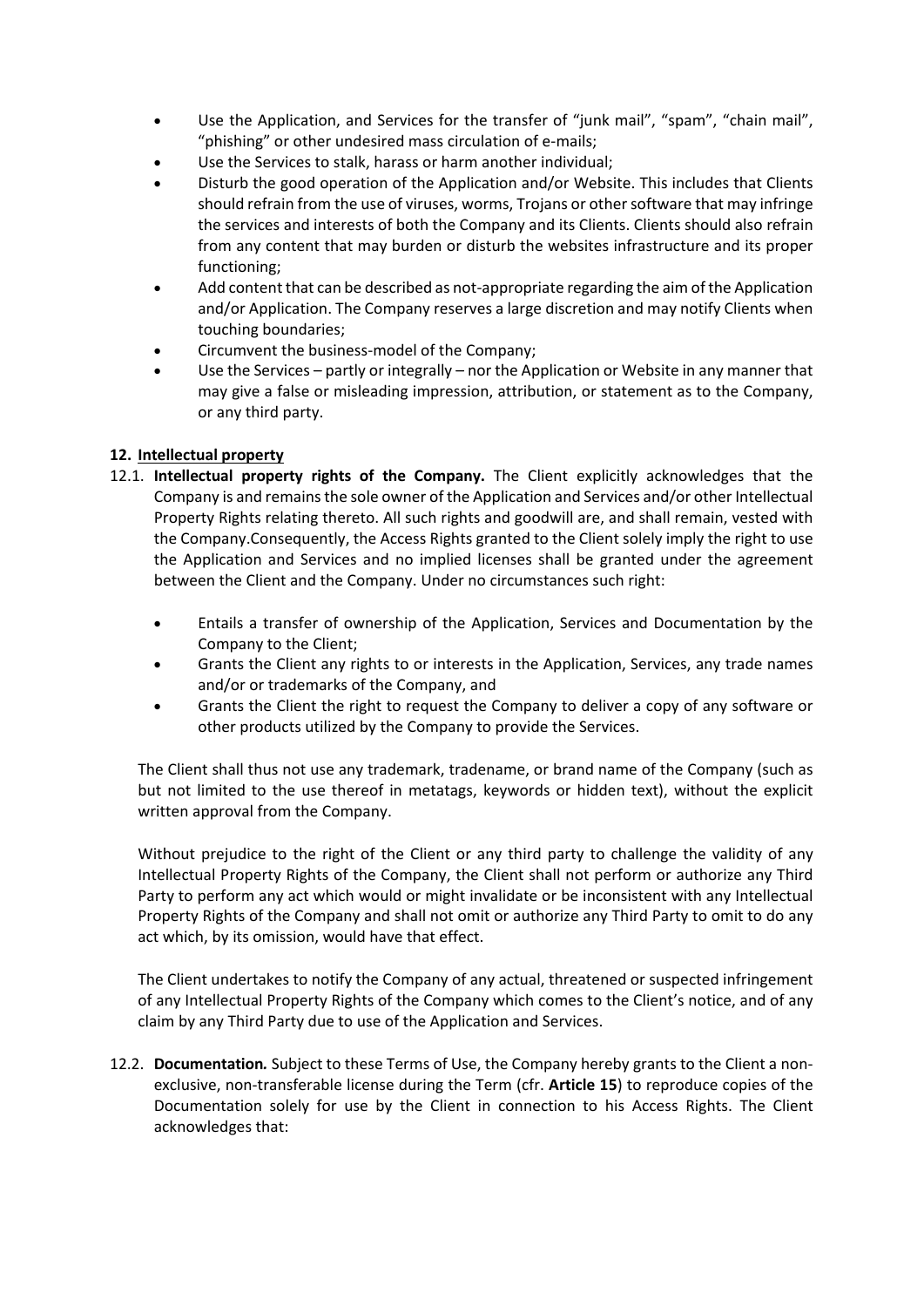- Use the Application, and Services for the transfer of "junk mail", "spam", "chain mail", "phishing" or other undesired mass circulation of e-mails;
- Use the Services to stalk, harass or harm another individual;
- Disturb the good operation of the Application and/or Website. This includes that Clients should refrain from the use of viruses, worms, Trojans or other software that may infringe the services and interests of both the Company and its Clients. Clients should also refrain from any content that may burden or disturb the websites infrastructure and its proper functioning;
- Add content that can be described as not-appropriate regarding the aim of the Application and/or Application. The Company reserves a large discretion and may notify Clients when touching boundaries;
- Circumvent the business-model of the Company;
- Use the Services – partly or integrally – nor the Application or Website in any manner that may give a false or misleading impression, attribution, or statement as to the Company, or any third party.

## 12. Intellectual property

12.1. **Intellectual property rights of the Company.** The Client explicitly acknowledges that the Company is and remains the sole owner of the Application and Services and/or other Intellectual Property Rights relating thereto. All such rights and goodwill are, and shall remain, vested with the Company.Consequently, the Access Rights granted to the Client solely imply the right to use the Application and Services and no implied licenses shall be granted under the agreement between the Client and the Company. Under no circumstances such right:

- Entails a transfer of ownership of the Application, Services and Documentation by the Company to the Client;
- Grants the Client any rights to or interests in the Application, Services, any trade names and/or or trademarks of the Company, and
- Grants the Client the right to request the Company to deliver a copy of any software or other products utilized by the Company to provide the Services.

The Client shall thus not use any trademark, tradename, or brand name of the Company (such as but not limited to the use thereof in metatags, keywords or hidden text), without the explicit written approval from the Company.

Without prejudice to the right of the Client or any third party to challenge the validity of any Intellectual Property Rights of the Company, the Client shall not perform or authorize any Third Party to perform any act which would or might invalidate or be inconsistent with any Intellectual Property Rights of the Company and shall not omit or authorize any Third Party to omit to do any act which, by its omission, would have that effect.

The Client undertakes to notify the Company of any actual, threatened or suspected infringement of any Intellectual Property Rights of the Company which comes to the Client's notice, and of any claim by any Third Party due to use of the Application and Services.

12.2. **Documentation.** Subject to these Terms of Use, the Company hereby grants to the Client a non-exclusive, non-transferable license during the Term (cfr. **Article 15**) to reproduce copies of the Documentation solely for use by the Client in connection to his Access Rights. The Client acknowledges that: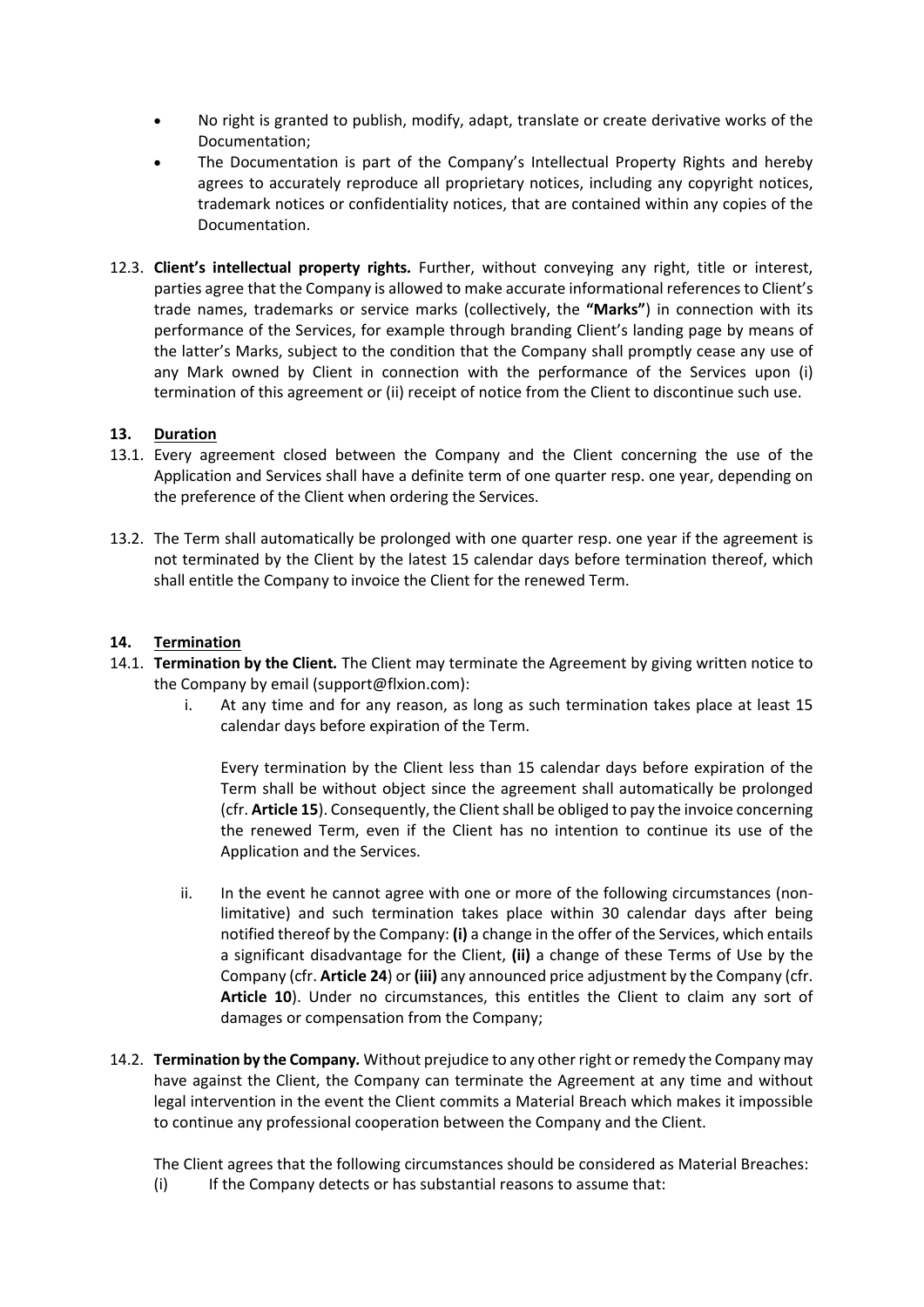- No right is granted to publish, modify, adapt, translate or create derivative works of the Documentation;
- The Documentation is part of the Company's Intellectual Property Rights and hereby agrees to accurately reproduce all proprietary notices, including any copyright notices, trademark notices or confidentiality notices, that are contained within any copies of the Documentation.

12.3. **Client's intellectual property rights.** Further, without conveying any right, title or interest, parties agree that the Company is allowed to make accurate informational references to Client's trade names, trademarks or service marks (collectively, the **"Marks"**) in connection with its performance of the Services, for example through branding Client's landing page by means of the latter's Marks, subject to the condition that the Company shall promptly cease any use of any Mark owned by Client in connection with the performance of the Services upon (i) termination of this agreement or (ii) receipt of notice from the Client to discontinue such use.

## 13. Duration

13.1. Every agreement closed between the Company and the Client concerning the use of the Application and Services shall have a definite term of one quarter resp. one year, depending on the preference of the Client when ordering the Services.

13.2. The Term shall automatically be prolonged with one quarter resp. one year if the agreement is not terminated by the Client by the latest 15 calendar days before termination thereof, which shall entitle the Company to invoice the Client for the renewed Term.

## 14. Termination

14.1. **Termination by the Client.** The Client may terminate the Agreement by giving written notice to the Company by email (support@flxion.com):

i. At any time and for any reason, as long as such termination takes place at least 15 calendar days before expiration of the Term.

Every termination by the Client less than 15 calendar days before expiration of the Term shall be without object since the agreement shall automatically be prolonged (cfr. **Article 15**). Consequently, the Client shall be obliged to pay the invoice concerning the renewed Term, even if the Client has no intention to continue its use of the Application and the Services.

ii. In the event he cannot agree with one or more of the following circumstances (non-limitative) and such termination takes place within 30 calendar days after being notified thereof by the Company: **(i)** a change in the offer of the Services, which entails a significant disadvantage for the Client, **(ii)** a change of these Terms of Use by the Company (cfr. **Article 24**) or **(iii)** any announced price adjustment by the Company (cfr. **Article 10**). Under no circumstances, this entitles the Client to claim any sort of damages or compensation from the Company;

14.2. **Termination by the Company.** Without prejudice to any other right or remedy the Company may have against the Client, the Company can terminate the Agreement at any time and without legal intervention in the event the Client commits a Material Breach which makes it impossible to continue any professional cooperation between the Company and the Client.

The Client agrees that the following circumstances should be considered as Material Breaches:

(i) If the Company detects or has substantial reasons to assume that: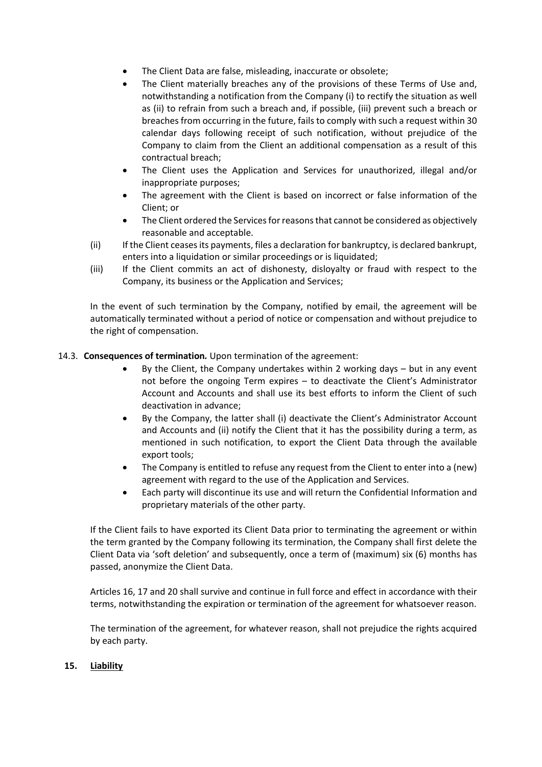- The Client Data are false, misleading, inaccurate or obsolete;
- The Client materially breaches any of the provisions of these Terms of Use and, notwithstanding a notification from the Company (i) to rectify the situation as well as (ii) to refrain from such a breach and, if possible, (iii) prevent such a breach or breaches from occurring in the future, fails to comply with such a request within 30 calendar days following receipt of such notification, without prejudice of the Company to claim from the Client an additional compensation as a result of this contractual breach;
- The Client uses the Application and Services for unauthorized, illegal and/or inappropriate purposes;
- The agreement with the Client is based on incorrect or false information of the Client; or
- The Client ordered the Services for reasons that cannot be considered as objectively reasonable and acceptable.

(ii) If the Client ceases its payments, files a declaration for bankruptcy, is declared bankrupt, enters into a liquidation or similar proceedings or is liquidated;

(iii) If the Client commits an act of dishonesty, disloyalty or fraud with respect to the Company, its business or the Application and Services;

In the event of such termination by the Company, notified by email, the agreement will be automatically terminated without a period of notice or compensation and without prejudice to the right of compensation.

14.3. **Consequences of termination***.* Upon termination of the agreement:

- By the Client, the Company undertakes within 2 working days – but in any event not before the ongoing Term expires – to deactivate the Client's Administrator Account and Accounts and shall use its best efforts to inform the Client of such deactivation in advance;
- By the Company, the latter shall (i) deactivate the Client's Administrator Account and Accounts and (ii) notify the Client that it has the possibility during a term, as mentioned in such notification, to export the Client Data through the available export tools;
- The Company is entitled to refuse any request from the Client to enter into a (new) agreement with regard to the use of the Application and Services.
- Each party will discontinue its use and will return the Confidential Information and proprietary materials of the other party.

If the Client fails to have exported its Client Data prior to terminating the agreement or within the term granted by the Company following its termination, the Company shall first delete the Client Data via 'soft deletion' and subsequently, once a term of (maximum) six (6) months has passed, anonymize the Client Data.

Articles 16, 17 and 20 shall survive and continue in full force and effect in accordance with their terms, notwithstanding the expiration or termination of the agreement for whatsoever reason.

The termination of the agreement, for whatever reason, shall not prejudice the rights acquired by each party.

## 15. Liability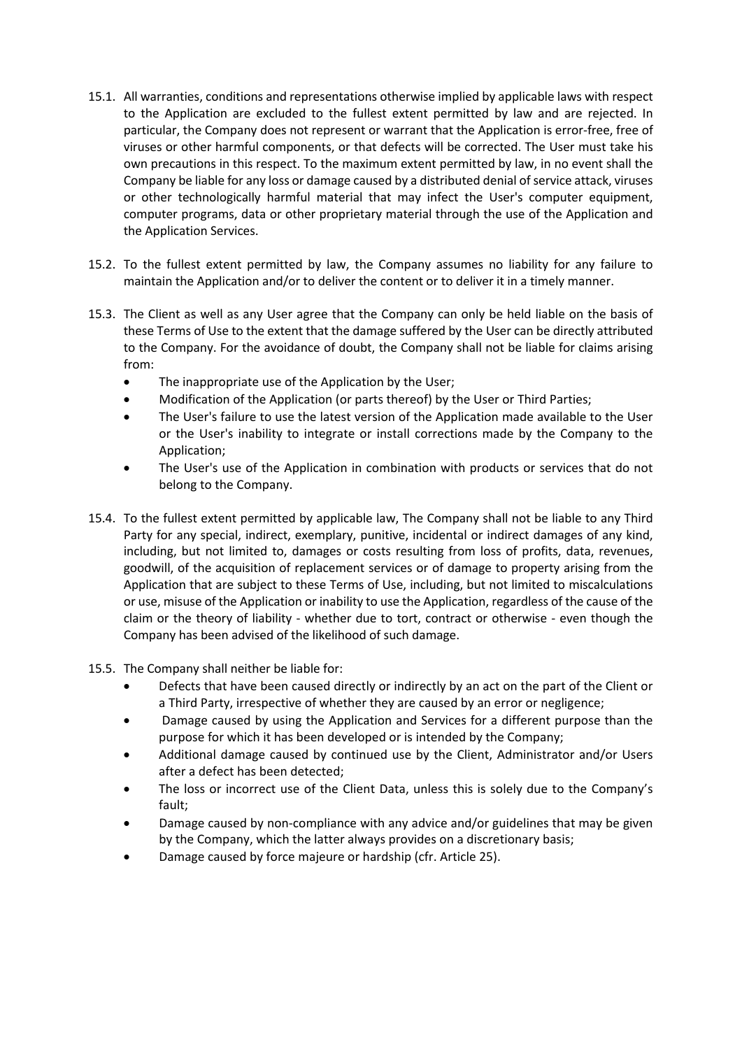15.1. All warranties, conditions and representations otherwise implied by applicable laws with respect to the Application are excluded to the fullest extent permitted by law and are rejected. In particular, the Company does not represent or warrant that the Application is error-free, free of viruses or other harmful components, or that defects will be corrected. The User must take his own precautions in this respect. To the maximum extent permitted by law, in no event shall the Company be liable for any loss or damage caused by a distributed denial of service attack, viruses or other technologically harmful material that may infect the User's computer equipment, computer programs, data or other proprietary material through the use of the Application and the Application Services.

15.2. To the fullest extent permitted by law, the Company assumes no liability for any failure to maintain the Application and/or to deliver the content or to deliver it in a timely manner.

15.3. The Client as well as any User agree that the Company can only be held liable on the basis of these Terms of Use to the extent that the damage suffered by the User can be directly attributed to the Company. For the avoidance of doubt, the Company shall not be liable for claims arising from:

- The inappropriate use of the Application by the User;
- Modification of the Application (or parts thereof) by the User or Third Parties;
- The User's failure to use the latest version of the Application made available to the User or the User's inability to integrate or install corrections made by the Company to the Application;
- The User's use of the Application in combination with products or services that do not belong to the Company.

15.4. To the fullest extent permitted by applicable law, The Company shall not be liable to any Third Party for any special, indirect, exemplary, punitive, incidental or indirect damages of any kind, including, but not limited to, damages or costs resulting from loss of profits, data, revenues, goodwill, of the acquisition of replacement services or of damage to property arising from the Application that are subject to these Terms of Use, including, but not limited to miscalculations or use, misuse of the Application or inability to use the Application, regardless of the cause of the claim or the theory of liability - whether due to tort, contract or otherwise - even though the Company has been advised of the likelihood of such damage.

15.5. The Company shall neither be liable for:

- Defects that have been caused directly or indirectly by an act on the part of the Client or a Third Party, irrespective of whether they are caused by an error or negligence;
- Damage caused by using the Application and Services for a different purpose than the purpose for which it has been developed or is intended by the Company;
- Additional damage caused by continued use by the Client, Administrator and/or Users after a defect has been detected;
- The loss or incorrect use of the Client Data, unless this is solely due to the Company's fault;
- Damage caused by non-compliance with any advice and/or guidelines that may be given by the Company, which the latter always provides on a discretionary basis;
- Damage caused by force majeure or hardship (cfr. Article 25).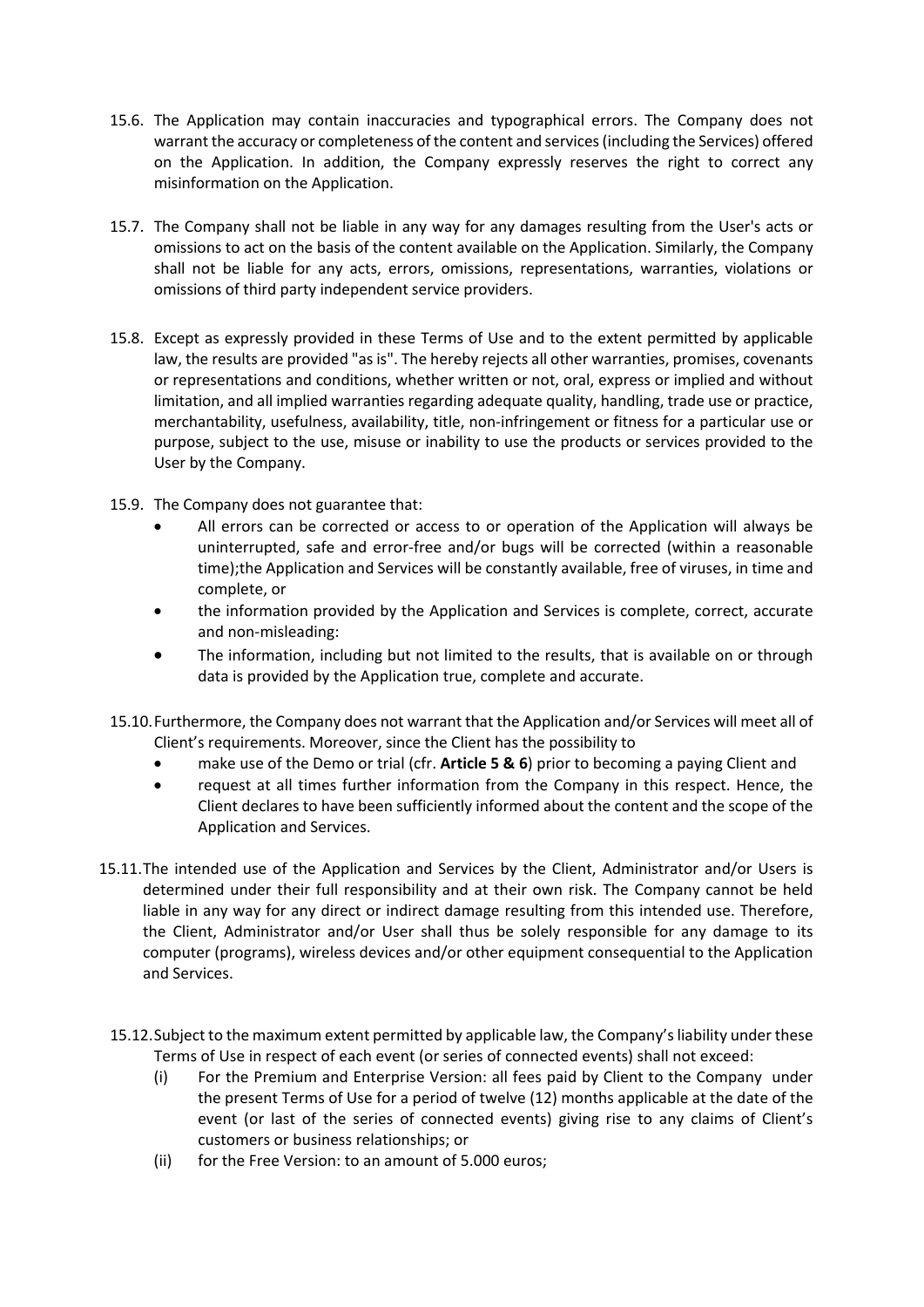15.6. The Application may contain inaccuracies and typographical errors. The Company does not warrant the accuracy or completeness of the content and services (including the Services) offered on the Application. In addition, the Company expressly reserves the right to correct any misinformation on the Application.

15.7. The Company shall not be liable in any way for any damages resulting from the User's acts or omissions to act on the basis of the content available on the Application. Similarly, the Company shall not be liable for any acts, errors, omissions, representations, warranties, violations or omissions of third party independent service providers.

15.8. Except as expressly provided in these Terms of Use and to the extent permitted by applicable law, the results are provided "as is". The hereby rejects all other warranties, promises, covenants or representations and conditions, whether written or not, oral, express or implied and without limitation, and all implied warranties regarding adequate quality, handling, trade use or practice, merchantability, usefulness, availability, title, non-infringement or fitness for a particular use or purpose, subject to the use, misuse or inability to use the products or services provided to the User by the Company.

15.9. The Company does not guarantee that:

- All errors can be corrected or access to or operation of the Application will always be uninterrupted, safe and error-free and/or bugs will be corrected (within a reasonable time);the Application and Services will be constantly available, free of viruses, in time and complete, or
- the information provided by the Application and Services is complete, correct, accurate and non-misleading:
- The information, including but not limited to the results, that is available on or through data is provided by the Application true, complete and accurate.

15.10. Furthermore, the Company does not warrant that the Application and/or Services will meet all of Client's requirements. Moreover, since the Client has the possibility to

- make use of the Demo or trial (cfr. **Article 5 & 6**) prior to becoming a paying Client and
- request at all times further information from the Company in this respect. Hence, the Client declares to have been sufficiently informed about the content and the scope of the Application and Services.

15.11. The intended use of the Application and Services by the Client, Administrator and/or Users is determined under their full responsibility and at their own risk. The Company cannot be held liable in any way for any direct or indirect damage resulting from this intended use. Therefore, the Client, Administrator and/or User shall thus be solely responsible for any damage to its computer (programs), wireless devices and/or other equipment consequential to the Application and Services.

15.12. Subject to the maximum extent permitted by applicable law, the Company's liability under these Terms of Use in respect of each event (or series of connected events) shall not exceed:

(i) For the Premium and Enterprise Version: all fees paid by Client to the Company under the present Terms of Use for a period of twelve (12) months applicable at the date of the event (or last of the series of connected events) giving rise to any claims of Client's customers or business relationships; or

(ii) for the Free Version: to an amount of 5.000 euros;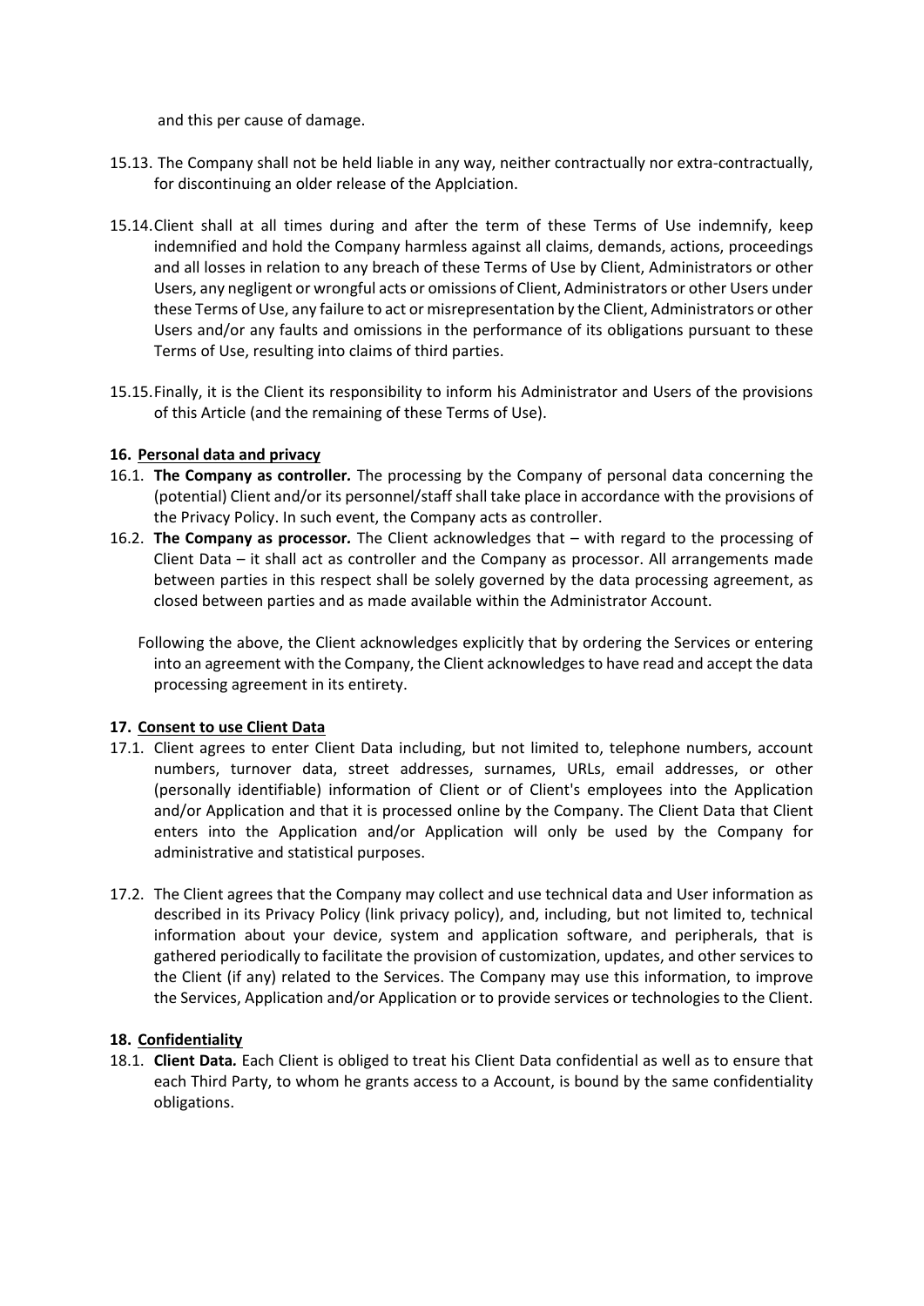and this per cause of damage.

15.13. The Company shall not be held liable in any way, neither contractually nor extra-contractually, for discontinuing an older release of the Applciation.

15.14. Client shall at all times during and after the term of these Terms of Use indemnify, keep indemnified and hold the Company harmless against all claims, demands, actions, proceedings and all losses in relation to any breach of these Terms of Use by Client, Administrators or other Users, any negligent or wrongful acts or omissions of Client, Administrators or other Users under these Terms of Use, any failure to act or misrepresentation by the Client, Administrators or other Users and/or any faults and omissions in the performance of its obligations pursuant to these Terms of Use, resulting into claims of third parties.

15.15. Finally, it is the Client its responsibility to inform his Administrator and Users of the provisions of this Article (and the remaining of these Terms of Use).

**16. Personal data and privacy**

16.1. **The Company as controller.** The processing by the Company of personal data concerning the (potential) Client and/or its personnel/staff shall take place in accordance with the provisions of the Privacy Policy. In such event, the Company acts as controller.

16.2. **The Company as processor.** The Client acknowledges that – with regard to the processing of Client Data – it shall act as controller and the Company as processor. All arrangements made between parties in this respect shall be solely governed by the data processing agreement, as closed between parties and as made available within the Administrator Account.

Following the above, the Client acknowledges explicitly that by ordering the Services or entering into an agreement with the Company, the Client acknowledges to have read and accept the data processing agreement in its entirety.

**17. Consent to use Client Data**

17.1. Client agrees to enter Client Data including, but not limited to, telephone numbers, account numbers, turnover data, street addresses, surnames, URLs, email addresses, or other (personally identifiable) information of Client or of Client's employees into the Application and/or Application and that it is processed online by the Company. The Client Data that Client enters into the Application and/or Application will only be used by the Company for administrative and statistical purposes.

17.2. The Client agrees that the Company may collect and use technical data and User information as described in its Privacy Policy (link privacy policy), and, including, but not limited to, technical information about your device, system and application software, and peripherals, that is gathered periodically to facilitate the provision of customization, updates, and other services to the Client (if any) related to the Services. The Company may use this information, to improve the Services, Application and/or Application or to provide services or technologies to the Client.

**18. Confidentiality**

18.1. **Client Data.** Each Client is obliged to treat his Client Data confidential as well as to ensure that each Third Party, to whom he grants access to a Account, is bound by the same confidentiality obligations.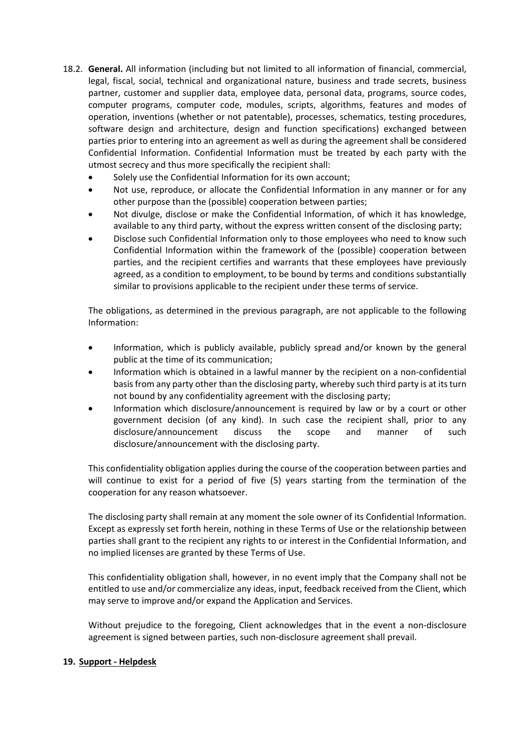18.2. **General.** All information (including but not limited to all information of financial, commercial, legal, fiscal, social, technical and organizational nature, business and trade secrets, business partner, customer and supplier data, employee data, personal data, programs, source codes, computer programs, computer code, modules, scripts, algorithms, features and modes of operation, inventions (whether or not patentable), processes, schematics, testing procedures, software design and architecture, design and function specifications) exchanged between parties prior to entering into an agreement as well as during the agreement shall be considered Confidential Information. Confidential Information must be treated by each party with the utmost secrecy and thus more specifically the recipient shall:

- Solely use the Confidential Information for its own account;
- Not use, reproduce, or allocate the Confidential Information in any manner or for any other purpose than the (possible) cooperation between parties;
- Not divulge, disclose or make the Confidential Information, of which it has knowledge, available to any third party, without the express written consent of the disclosing party;
- Disclose such Confidential Information only to those employees who need to know such Confidential Information within the framework of the (possible) cooperation between parties, and the recipient certifies and warrants that these employees have previously agreed, as a condition to employment, to be bound by terms and conditions substantially similar to provisions applicable to the recipient under these terms of service.

The obligations, as determined in the previous paragraph, are not applicable to the following Information:

- Information, which is publicly available, publicly spread and/or known by the general public at the time of its communication;
- Information which is obtained in a lawful manner by the recipient on a non-confidential basis from any party other than the disclosing party, whereby such third party is at its turn not bound by any confidentiality agreement with the disclosing party;
- Information which disclosure/announcement is required by law or by a court or other government decision (of any kind). In such case the recipient shall, prior to any disclosure/announcement discuss the scope and manner of such disclosure/announcement with the disclosing party.

This confidentiality obligation applies during the course of the cooperation between parties and will continue to exist for a period of five (5) years starting from the termination of the cooperation for any reason whatsoever.

The disclosing party shall remain at any moment the sole owner of its Confidential Information. Except as expressly set forth herein, nothing in these Terms of Use or the relationship between parties shall grant to the recipient any rights to or interest in the Confidential Information, and no implied licenses are granted by these Terms of Use.

This confidentiality obligation shall, however, in no event imply that the Company shall not be entitled to use and/or commercialize any ideas, input, feedback received from the Client, which may serve to improve and/or expand the Application and Services.

Without prejudice to the foregoing, Client acknowledges that in the event a non-disclosure agreement is signed between parties, such non-disclosure agreement shall prevail.

## 19. Support - Helpdesk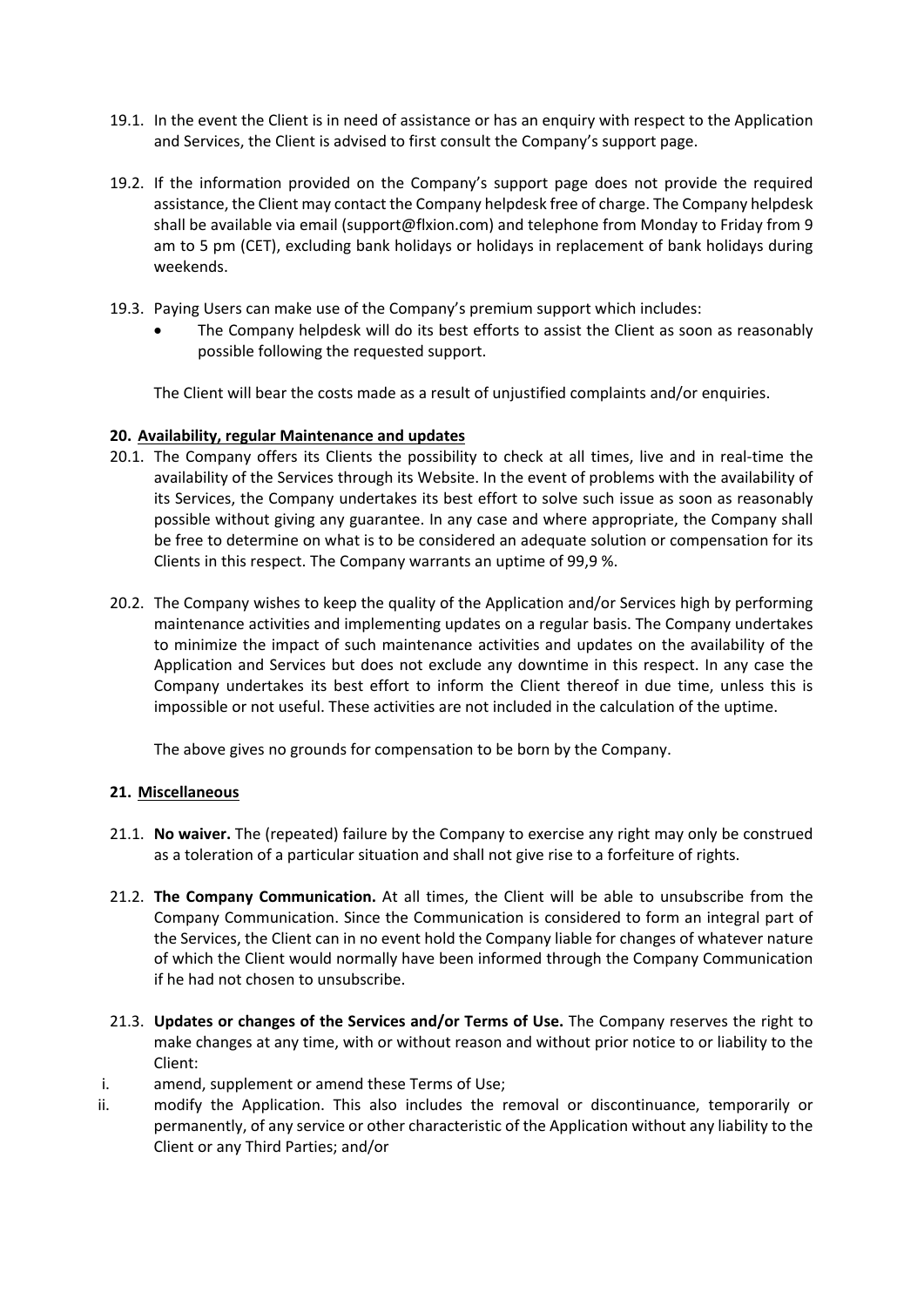19.1. In the event the Client is in need of assistance or has an enquiry with respect to the Application and Services, the Client is advised to first consult the Company's support page.

19.2. If the information provided on the Company's support page does not provide the required assistance, the Client may contact the Company helpdesk free of charge. The Company helpdesk shall be available via email (support@flxion.com) and telephone from Monday to Friday from 9 am to 5 pm (CET), excluding bank holidays or holidays in replacement of bank holidays during weekends.

19.3. Paying Users can make use of the Company's premium support which includes:

- The Company helpdesk will do its best efforts to assist the Client as soon as reasonably possible following the requested support.

The Client will bear the costs made as a result of unjustified complaints and/or enquiries.

## 20. Availability, regular Maintenance and updates

20.1. The Company offers its Clients the possibility to check at all times, live and in real-time the availability of the Services through its Website. In the event of problems with the availability of its Services, the Company undertakes its best effort to solve such issue as soon as reasonably possible without giving any guarantee. In any case and where appropriate, the Company shall be free to determine on what is to be considered an adequate solution or compensation for its Clients in this respect. The Company warrants an uptime of 99,9 %.

20.2. The Company wishes to keep the quality of the Application and/or Services high by performing maintenance activities and implementing updates on a regular basis. The Company undertakes to minimize the impact of such maintenance activities and updates on the availability of the Application and Services but does not exclude any downtime in this respect. In any case the Company undertakes its best effort to inform the Client thereof in due time, unless this is impossible or not useful. These activities are not included in the calculation of the uptime.

The above gives no grounds for compensation to be born by the Company.

## 21. Miscellaneous

21.1. **No waiver.** The (repeated) failure by the Company to exercise any right may only be construed as a toleration of a particular situation and shall not give rise to a forfeiture of rights.

21.2. **The Company Communication.** At all times, the Client will be able to unsubscribe from the Company Communication. Since the Communication is considered to form an integral part of the Services, the Client can in no event hold the Company liable for changes of whatever nature of which the Client would normally have been informed through the Company Communication if he had not chosen to unsubscribe.

21.3. **Updates or changes of the Services and/or Terms of Use.** The Company reserves the right to make changes at any time, with or without reason and without prior notice to or liability to the Client:

i. amend, supplement or amend these Terms of Use;

ii. modify the Application. This also includes the removal or discontinuance, temporarily or permanently, of any service or other characteristic of the Application without any liability to the Client or any Third Parties; and/or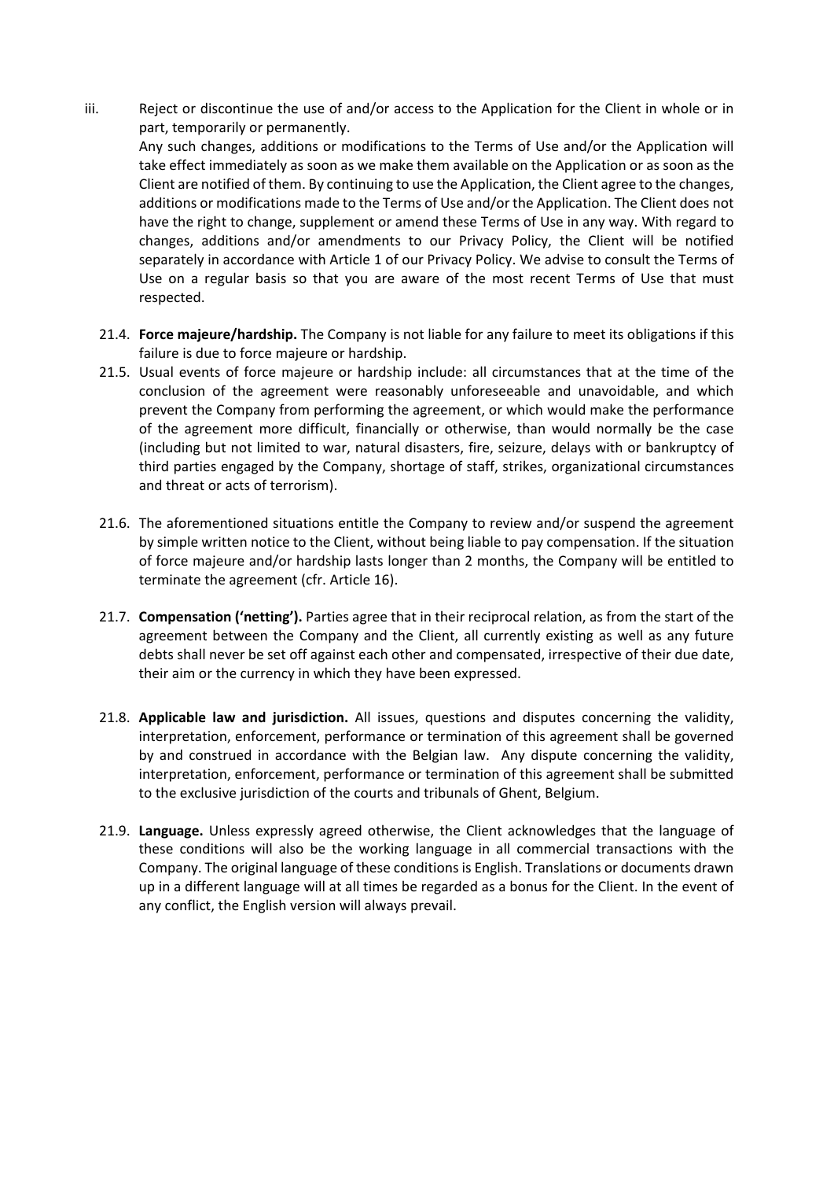iii. Reject or discontinue the use of and/or access to the Application for the Client in whole or in part, temporarily or permanently.

Any such changes, additions or modifications to the Terms of Use and/or the Application will take effect immediately as soon as we make them available on the Application or as soon as the Client are notified of them. By continuing to use the Application, the Client agree to the changes, additions or modifications made to the Terms of Use and/or the Application. The Client does not have the right to change, supplement or amend these Terms of Use in any way. With regard to changes, additions and/or amendments to our Privacy Policy, the Client will be notified separately in accordance with Article 1 of our Privacy Policy. We advise to consult the Terms of Use on a regular basis so that you are aware of the most recent Terms of Use that must respected.

21.4. **Force majeure/hardship.** The Company is not liable for any failure to meet its obligations if this failure is due to force majeure or hardship.

21.5. Usual events of force majeure or hardship include: all circumstances that at the time of the conclusion of the agreement were reasonably unforeseeable and unavoidable, and which prevent the Company from performing the agreement, or which would make the performance of the agreement more difficult, financially or otherwise, than would normally be the case (including but not limited to war, natural disasters, fire, seizure, delays with or bankruptcy of third parties engaged by the Company, shortage of staff, strikes, organizational circumstances and threat or acts of terrorism).

21.6. The aforementioned situations entitle the Company to review and/or suspend the agreement by simple written notice to the Client, without being liable to pay compensation. If the situation of force majeure and/or hardship lasts longer than 2 months, the Company will be entitled to terminate the agreement (cfr. Article 16).

21.7. **Compensation ('netting').** Parties agree that in their reciprocal relation, as from the start of the agreement between the Company and the Client, all currently existing as well as any future debts shall never be set off against each other and compensated, irrespective of their due date, their aim or the currency in which they have been expressed.

21.8. **Applicable law and jurisdiction.** All issues, questions and disputes concerning the validity, interpretation, enforcement, performance or termination of this agreement shall be governed by and construed in accordance with the Belgian law. Any dispute concerning the validity, interpretation, enforcement, performance or termination of this agreement shall be submitted to the exclusive jurisdiction of the courts and tribunals of Ghent, Belgium.

21.9. **Language.** Unless expressly agreed otherwise, the Client acknowledges that the language of these conditions will also be the working language in all commercial transactions with the Company. The original language of these conditions is English. Translations or documents drawn up in a different language will at all times be regarded as a bonus for the Client. In the event of any conflict, the English version will always prevail.